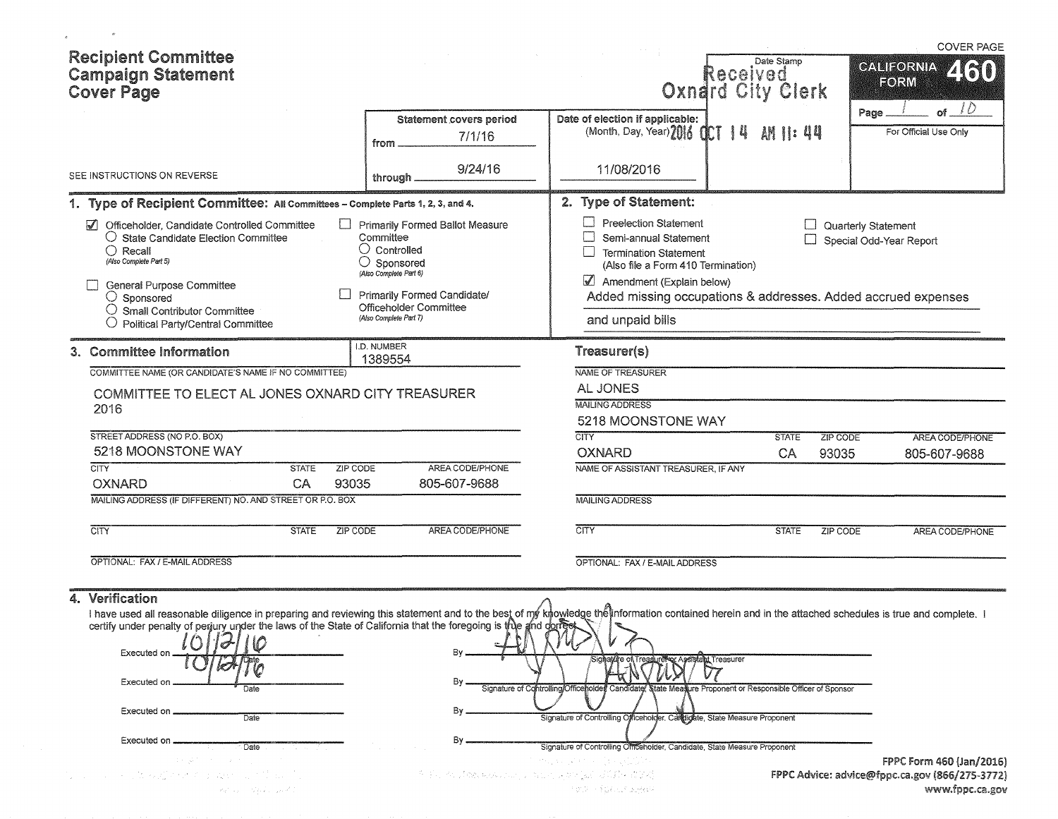COVER PAGE

# Recipient Committee Campaign Statement Cover Page

**CALIFORNIA FORM 460**

Page 1 of 10

For Official Use Only

Date Stamp: Received Oxnard City Clerk 2016 OCT 14 AM 11:44

| Statement covers period | Date of election if applicable: (Month, Day, Year) |
|---|---|
| from 7/1/16 | 11/08/2016 |
| through 9/24/16 | |

SEE INSTRUCTIONS ON REVERSE

## 1. Type of Recipient Committee: All Committees – Complete Parts 1, 2, 3, and 4.

- ☑ Officeholder, Candidate Controlled Committee
  - ○ State Candidate Election Committee
  - ○ Recall (Also Complete Part 5)
- ☐ General Purpose Committee
  - ○ Sponsored
  - ○ Small Contributor Committee
  - ○ Political Party/Central Committee
- ☐ Primarily Formed Ballot Measure Committee
  - ○ Controlled
  - ○ Sponsored (Also Complete Part 6)
- ☐ Primarily Formed Candidate/Officeholder Committee (Also Complete Part 7)

## 2. Type of Statement:

- ☐ Preelection Statement
- ☐ Semi-annual Statement
- ☐ Termination Statement (Also file a Form 410 Termination)
- ☐ Quarterly Statement
- ☐ Special Odd-Year Report
- ☑ Amendment (Explain below)

Added missing occupations & addresses. Added accrued expenses and unpaid bills

## 3. Committee Information

I.D. NUMBER: 1389554

COMMITTEE NAME (OR CANDIDATE'S NAME IF NO COMMITTEE): COMMITTEE TO ELECT AL JONES OXNARD CITY TREASURER 2016

STREET ADDRESS (NO P.O. BOX): 5218 MOONSTONE WAY

| CITY | STATE | ZIP CODE | AREA CODE/PHONE |
|---|---|---|---|
| OXNARD | CA | 93035 | 805-607-9688 |

MAILING ADDRESS (IF DIFFERENT) NO. AND STREET OR P.O. BOX:

| CITY | STATE | ZIP CODE | AREA CODE/PHONE |
|---|---|---|---|
| | | | |

OPTIONAL: FAX / E-MAIL ADDRESS:

### Treasurer(s)

NAME OF TREASURER: AL JONES

MAILING ADDRESS: 5218 MOONSTONE WAY

| CITY | STATE | ZIP CODE | AREA CODE/PHONE |
|---|---|---|---|
| OXNARD | CA | 93035 | 805-607-9688 |

NAME OF ASSISTANT TREASURER, IF ANY:

MAILING ADDRESS:

| CITY | STATE | ZIP CODE | AREA CODE/PHONE |
|---|---|---|---|
| | | | |

OPTIONAL: FAX / E-MAIL ADDRESS:

## 4. Verification

I have used all reasonable diligence in preparing and reviewing this statement and to the best of my knowledge the information contained herein and in the attached schedules is true and complete. I certify under penalty of perjury under the laws of the State of California that the foregoing is true and correct.

Executed on 10/12/16 (Date) By [signature] Signature of Treasurer or Assistant Treasurer

Executed on 10/12/16 (Date) By [signature] Signature of Controlling Officeholder, Candidate, State Measure Proponent or Responsible Officer of Sponsor

Executed on ______ (Date) By ______ Signature of Controlling Officeholder, Candidate, State Measure Proponent

Executed on ______ (Date) By ______ Signature of Controlling Officeholder, Candidate, State Measure Proponent

FPPC Form 460 (Jan/2016)
FPPC Advice: advice@fppc.ca.gov (866/275-3772)
www.fppc.ca.gov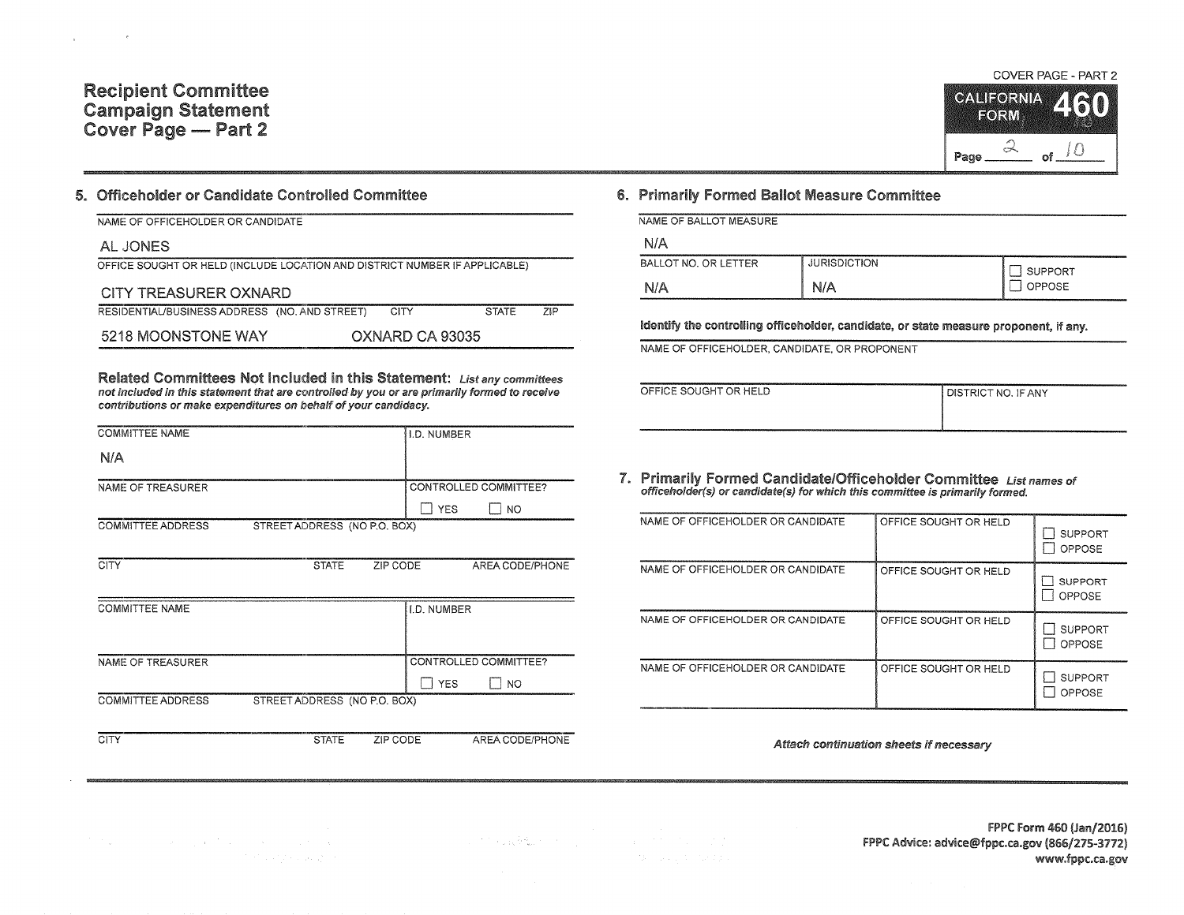# Recipient Committee Campaign Statement Cover Page — Part 2

COVER PAGE - PART 2

CALIFORNIA FORM 460

## 5. Officeholder or Candidate Controlled Committee

| NAME OF OFFICEHOLDER OR CANDIDATE | | | |
|---|---|---|---|
| AL JONES | | | |
| OFFICE SOUGHT OR HELD (INCLUDE LOCATION AND DISTRICT NUMBER IF APPLICABLE) | | | |
| CITY TREASURER OXNARD | | | |
| RESIDENTIAL/BUSINESS ADDRESS (NO. AND STREET) | CITY | STATE | ZIP |
| 5218 MOONSTONE WAY | OXNARD | CA | 93035 |

**Related Committees Not Included in this Statement:** *List any committees not included in this statement that are controlled by you or are primarily formed to receive contributions or make expenditures on behalf of your candidacy.*

| COMMITTEE NAME | | | I.D. NUMBER |
|---|---|---|---|
| N/A | | | |
| NAME OF TREASURER | | | CONTROLLED COMMITTEE? ☐ YES ☐ NO |
| COMMITTEE ADDRESS | STREET ADDRESS (NO P.O. BOX) | | |
| CITY | STATE | ZIP CODE | AREA CODE/PHONE |

| COMMITTEE NAME | | | I.D. NUMBER |
|---|---|---|---|
| | | | |
| NAME OF TREASURER | | | CONTROLLED COMMITTEE? ☐ YES ☐ NO |
| COMMITTEE ADDRESS | STREET ADDRESS (NO P.O. BOX) | | |
| CITY | STATE | ZIP CODE | AREA CODE/PHONE |

## 6. Primarily Formed Ballot Measure Committee

| NAME OF BALLOT MEASURE | | |
|---|---|---|
| N/A | | |
| BALLOT NO. OR LETTER | JURISDICTION | ☐ SUPPORT ☐ OPPOSE |
| N/A | N/A | |

**Identify the controlling officeholder, candidate, or state measure proponent, if any.**

| NAME OF OFFICEHOLDER, CANDIDATE, OR PROPONENT | |
|---|---|
| | |
| OFFICE SOUGHT OR HELD | DISTRICT NO. IF ANY |
| | |

## 7. Primarily Formed Candidate/Officeholder Committee

*List names of officeholder(s) or candidate(s) for which this committee is primarily formed.*

| NAME OF OFFICEHOLDER OR CANDIDATE | OFFICE SOUGHT OR HELD | |
|---|---|---|
| | | ☐ SUPPORT ☐ OPPOSE |
| | | ☐ SUPPORT ☐ OPPOSE |
| | | ☐ SUPPORT ☐ OPPOSE |
| | | ☐ SUPPORT ☐ OPPOSE |

*Attach continuation sheets if necessary*

FPPC Form 460 (Jan/2016)
FPPC Advice: advice@fppc.ca.gov (866/275-3772)
www.fppc.ca.gov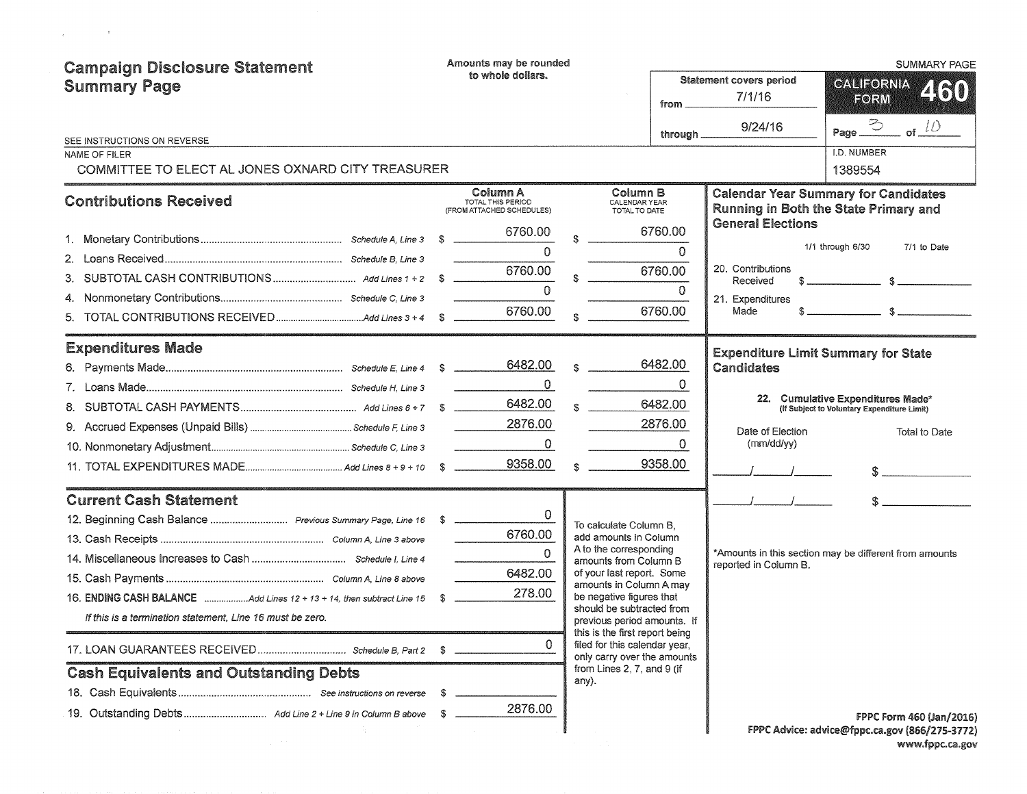# Campaign Disclosure Statement Summary Page

Amounts may be rounded to whole dollars.

SUMMARY PAGE

SEE INSTRUCTIONS ON REVERSE

| Statement covers period | |
|---|---|
| from | 7/1/16 |
| through | 9/24/16 |

**CALIFORNIA FORM 460**

Page 3 of 10

NAME OF FILER: COMMITTEE TO ELECT AL JONES OXNARD CITY TREASURER

I.D. NUMBER: 1389554

## Contributions Received

| | | Column A TOTAL THIS PERIOD (FROM ATTACHED SCHEDULES) | Column B CALENDAR YEAR TOTAL TO DATE |
|---|---|---|---|
| 1. Monetary Contributions | Schedule A, Line 3 | $ 6760.00 | $ 6760.00 |
| 2. Loans Received | Schedule B, Line 3 | 0 | 0 |
| 3. SUBTOTAL CASH CONTRIBUTIONS | Add Lines 1 + 2 | $ 6760.00 | $ 6760.00 |
| 4. Nonmonetary Contributions | Schedule C, Line 3 | 0 | 0 |
| 5. TOTAL CONTRIBUTIONS RECEIVED | Add Lines 3 + 4 | $ 6760.00 | $ 6760.00 |

## Expenditures Made

| | | Column A | Column B |
|---|---|---|---|
| 6. Payments Made | Schedule E, Line 4 | $ 6482.00 | $ 6482.00 |
| 7. Loans Made | Schedule H, Line 3 | 0 | 0 |
| 8. SUBTOTAL CASH PAYMENTS | Add Lines 6 + 7 | $ 6482.00 | $ 6482.00 |
| 9. Accrued Expenses (Unpaid Bills) | Schedule F, Line 3 | 2876.00 | 2876.00 |
| 10. Nonmonetary Adjustment | Schedule C, Line 3 | 0 | 0 |
| 11. TOTAL EXPENDITURES MADE | Add Lines 8 + 9 + 10 | $ 9358.00 | $ 9358.00 |

## Current Cash Statement

| | | |
|---|---|---|
| 12. Beginning Cash Balance | Previous Summary Page, Line 16 | $ 0 |
| 13. Cash Receipts | Column A, Line 3 above | 6760.00 |
| 14. Miscellaneous Increases to Cash | Schedule I, Line 4 | 0 |
| 15. Cash Payments | Column A, Line 8 above | 6482.00 |
| 16. **ENDING CASH BALANCE** | Add Lines 12 + 13 + 14, then subtract Line 15 | $ 278.00 |

*If this is a termination statement, Line 16 must be zero.*

| | | |
|---|---|---|
| 17. LOAN GUARANTEES RECEIVED | Schedule B, Part 2 | $ 0 |

To calculate Column B, add amounts in Column A to the corresponding amounts from Column B of your last report. Some amounts in Column A may be negative figures that should be subtracted from previous period amounts. If this is the first report being filed for this calendar year, only carry over the amounts from Lines 2, 7, and 9 (if any).

## Cash Equivalents and Outstanding Debts

| | | |
|---|---|---|
| 18. Cash Equivalents | See instructions on reverse | $ |
| 19. Outstanding Debts | Add Line 2 + Line 9 in Column B above | $ 2876.00 |

## Calendar Year Summary for Candidates Running in Both the State Primary and General Elections

| | 1/1 through 6/30 | 7/1 to Date |
|---|---|---|
| 20. Contributions Received | $ | $ |
| 21. Expenditures Made | $ | $ |

## Expenditure Limit Summary for State Candidates

**22. Cumulative Expenditures Made*** (If Subject to Voluntary Expenditure Limit)

| Date of Election (mm/dd/yy) | Total to Date |
|---|---|
| / / | $ |
| / / | $ |

*Amounts in this section may be different from amounts reported in Column B.

FPPC Form 460 (Jan/2016)
FPPC Advice: advice@fppc.ca.gov (866/275-3772)
www.fppc.ca.gov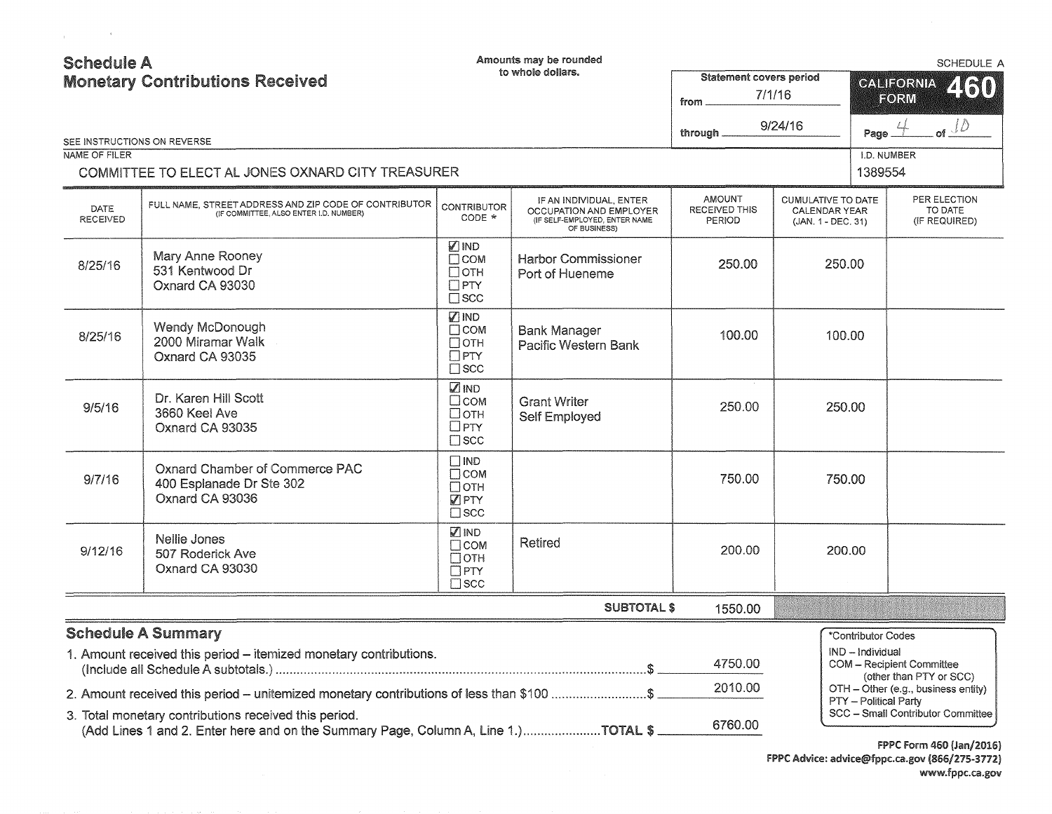# Schedule A
## Monetary Contributions Received

Amounts may be rounded to whole dollars.

SCHEDULE A

Statement covers period
from 7/1/16
through 9/24/16

CALIFORNIA FORM 460

SEE INSTRUCTIONS ON REVERSE

NAME OF FILER: COMMITTEE TO ELECT AL JONES OXNARD CITY TREASURER

I.D. NUMBER: 1389554

| DATE RECEIVED | FULL NAME, STREET ADDRESS AND ZIP CODE OF CONTRIBUTOR (IF COMMITTEE, ALSO ENTER I.D. NUMBER) | CONTRIBUTOR CODE * | IF AN INDIVIDUAL, ENTER OCCUPATION AND EMPLOYER (IF SELF-EMPLOYED, ENTER NAME OF BUSINESS) | AMOUNT RECEIVED THIS PERIOD | CUMULATIVE TO DATE CALENDAR YEAR (JAN. 1 - DEC. 31) | PER ELECTION TO DATE (IF REQUIRED) |
|---|---|---|---|---|---|---|
| 8/25/16 | Mary Anne Rooney<br>531 Kentwood Dr<br>Oxnard CA 93030 | ☑ IND ☐ COM ☐ OTH ☐ PTY ☐ SCC | Harbor Commissioner<br>Port of Hueneme | 250.00 | 250.00 | |
| 8/25/16 | Wendy McDonough<br>2000 Miramar Walk<br>Oxnard CA 93035 | ☑ IND ☐ COM ☐ OTH ☐ PTY ☐ SCC | Bank Manager<br>Pacific Western Bank | 100.00 | 100.00 | |
| 9/5/16 | Dr. Karen Hill Scott<br>3660 Keel Ave<br>Oxnard CA 93035 | ☑ IND ☐ COM ☐ OTH ☐ PTY ☐ SCC | Grant Writer<br>Self Employed | 250.00 | 250.00 | |
| 9/7/16 | Oxnard Chamber of Commerce PAC<br>400 Esplanade Dr Ste 302<br>Oxnard CA 93036 | ☐ IND ☐ COM ☐ OTH ☑ PTY ☐ SCC | | 750.00 | 750.00 | |
| 9/12/16 | Nellie Jones<br>507 Roderick Ave<br>Oxnard CA 93030 | ☑ IND ☐ COM ☐ OTH ☐ PTY ☐ SCC | Retired | 200.00 | 200.00 | |
| | | | **SUBTOTAL $** | 1550.00 | | |

## Schedule A Summary

1. Amount received this period – itemized monetary contributions. (Include all Schedule A subtotals.) ........ $ 4750.00
2. Amount received this period – unitemized monetary contributions of less than $100 ........ $ 2010.00
3. Total monetary contributions received this period. (Add Lines 1 and 2. Enter here and on the Summary Page, Column A, Line 1.) ........ **TOTAL $** 6760.00

*Contributor Codes
IND – Individual
COM – Recipient Committee (other than PTY or SCC)
OTH – Other (e.g., business entity)
PTY – Political Party
SCC – Small Contributor Committee

FPPC Form 460 (Jan/2016)
FPPC Advice: advice@fppc.ca.gov (866/275-3772)
www.fppc.ca.gov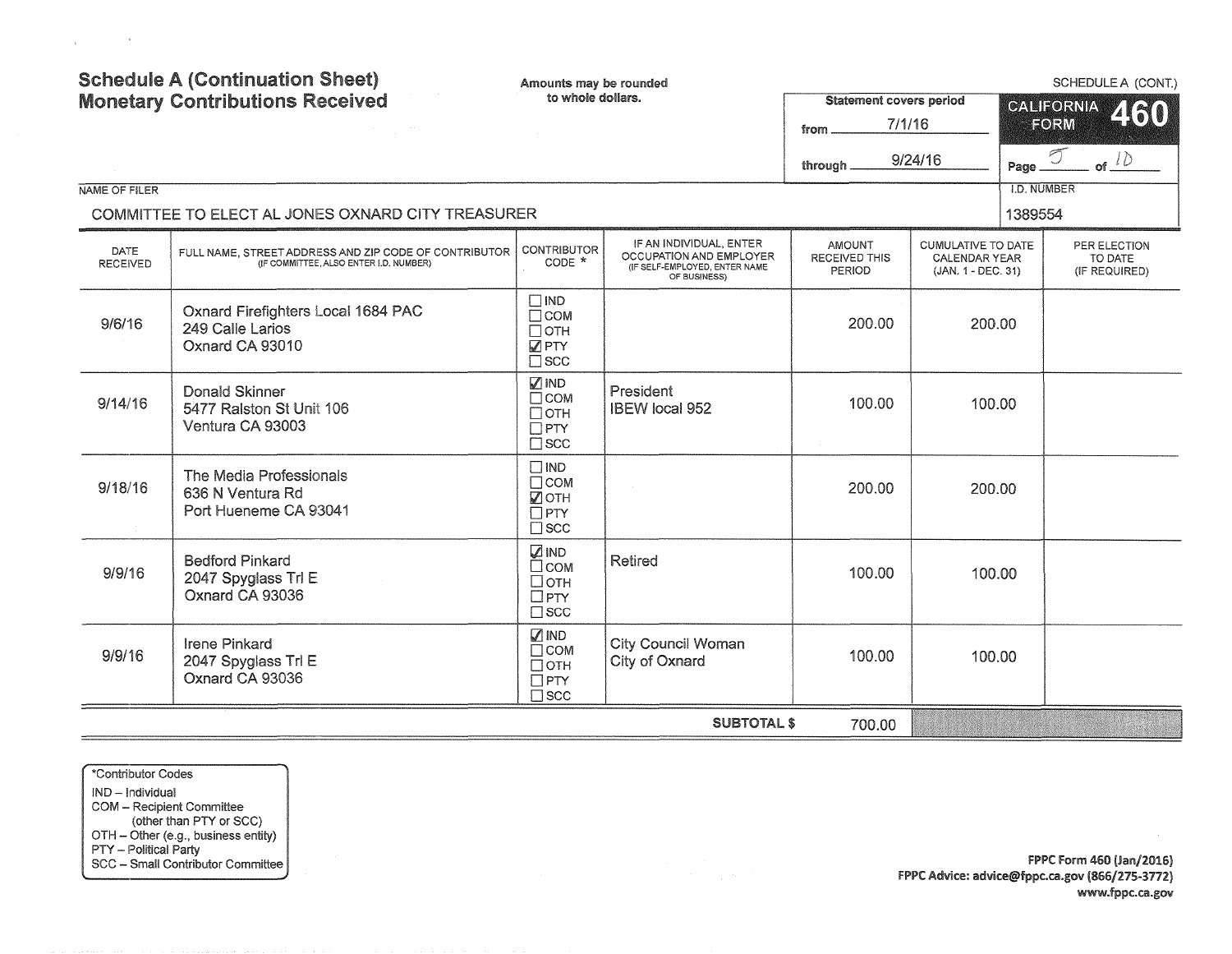# Schedule A (Continuation Sheet)
# Monetary Contributions Received

Amounts may be rounded to whole dollars.

SCHEDULE A (CONT.)

**CALIFORNIA FORM 460**

Statement covers period from 7/1/16 through 9/24/16

Page 5 of 10

NAME OF FILER: COMMITTEE TO ELECT AL JONES OXNARD CITY TREASURER

I.D. NUMBER: 1389554

| DATE RECEIVED | FULL NAME, STREET ADDRESS AND ZIP CODE OF CONTRIBUTOR (IF COMMITTEE, ALSO ENTER I.D. NUMBER) | CONTRIBUTOR CODE * | IF AN INDIVIDUAL, ENTER OCCUPATION AND EMPLOYER (IF SELF-EMPLOYED, ENTER NAME OF BUSINESS) | AMOUNT RECEIVED THIS PERIOD | CUMULATIVE TO DATE CALENDAR YEAR (JAN. 1 - DEC. 31) | PER ELECTION TO DATE (IF REQUIRED) |
|---|---|---|---|---|---|---|
| 9/6/16 | Oxnard Firefighters Local 1684 PAC<br>249 Calle Larios<br>Oxnard CA 93010 | ☐ IND ☐ COM ☐ OTH ☑ PTY ☐ SCC | | 200.00 | 200.00 | |
| 9/14/16 | Donald Skinner<br>5477 Ralston St Unit 106<br>Ventura CA 93003 | ☑ IND ☐ COM ☐ OTH ☐ PTY ☐ SCC | President<br>IBEW local 952 | 100.00 | 100.00 | |
| 9/18/16 | The Media Professionals<br>636 N Ventura Rd<br>Port Hueneme CA 93041 | ☐ IND ☐ COM ☑ OTH ☐ PTY ☐ SCC | | 200.00 | 200.00 | |
| 9/9/16 | Bedford Pinkard<br>2047 Spyglass Trl E<br>Oxnard CA 93036 | ☑ IND ☐ COM ☐ OTH ☐ PTY ☐ SCC | Retired | 100.00 | 100.00 | |
| 9/9/16 | Irene Pinkard<br>2047 Spyglass Trl E<br>Oxnard CA 93036 | ☑ IND ☐ COM ☐ OTH ☐ PTY ☐ SCC | City Council Woman<br>City of Oxnard | 100.00 | 100.00 | |
| | | | **SUBTOTAL $** | 700.00 | | |

*Contributor Codes
- IND – Individual
- COM – Recipient Committee (other than PTY or SCC)
- OTH – Other (e.g., business entity)
- PTY – Political Party
- SCC – Small Contributor Committee

FPPC Form 460 (Jan/2016)
FPPC Advice: advice@fppc.ca.gov (866/275-3772)
www.fppc.ca.gov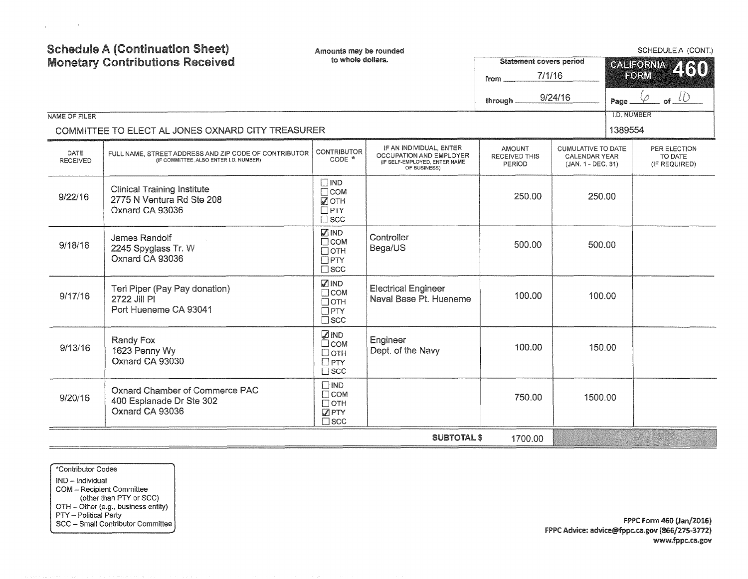# Schedule A (Continuation Sheet)
# Monetary Contributions Received

Amounts may be rounded to whole dollars.

SCHEDULE A (CONT.)

**CALIFORNIA FORM 460**

Statement covers period
from 7/1/16
through 9/24/16

Page 6 of 10

NAME OF FILER: COMMITTEE TO ELECT AL JONES OXNARD CITY TREASURER

I.D. NUMBER: 1389554

| DATE RECEIVED | FULL NAME, STREET ADDRESS AND ZIP CODE OF CONTRIBUTOR (IF COMMITTEE, ALSO ENTER I.D. NUMBER) | CONTRIBUTOR CODE * | IF AN INDIVIDUAL, ENTER OCCUPATION AND EMPLOYER (IF SELF-EMPLOYED, ENTER NAME OF BUSINESS) | AMOUNT RECEIVED THIS PERIOD | CUMULATIVE TO DATE CALENDAR YEAR (JAN. 1 - DEC. 31) | PER ELECTION TO DATE (IF REQUIRED) |
|---|---|---|---|---|---|---|
| 9/22/16 | Clinical Training Institute<br>2775 N Ventura Rd Ste 208<br>Oxnard CA 93036 | ☐ IND<br>☐ COM<br>☑ OTH<br>☐ PTY<br>☐ SCC | | 250.00 | 250.00 | |
| 9/18/16 | James Randolf<br>2245 Spyglass Tr. W<br>Oxnard CA 93036 | ☑ IND<br>☐ COM<br>☐ OTH<br>☐ PTY<br>☐ SCC | Controller<br>Bega/US | 500.00 | 500.00 | |
| 9/17/16 | Teri Piper (Pay Pay donation)<br>2722 Jill Pl<br>Port Hueneme CA 93041 | ☑ IND<br>☐ COM<br>☐ OTH<br>☐ PTY<br>☐ SCC | Electrical Engineer<br>Naval Base Pt. Hueneme | 100.00 | 100.00 | |
| 9/13/16 | Randy Fox<br>1623 Penny Wy<br>Oxnard CA 93030 | ☑ IND<br>☐ COM<br>☐ OTH<br>☐ PTY<br>☐ SCC | Engineer<br>Dept. of the Navy | 100.00 | 150.00 | |
| 9/20/16 | Oxnard Chamber of Commerce PAC<br>400 Esplanade Dr Ste 302<br>Oxnard CA 93036 | ☐ IND<br>☐ COM<br>☐ OTH<br>☑ PTY<br>☐ SCC | | 750.00 | 1500.00 | |
| | | | **SUBTOTAL $** | 1700.00 | | |

*Contributor Codes
- IND – Individual
- COM – Recipient Committee (other than PTY or SCC)
- OTH – Other (e.g., business entity)
- PTY – Political Party
- SCC – Small Contributor Committee

FPPC Form 460 (Jan/2016)
FPPC Advice: advice@fppc.ca.gov (866/275-3772)
www.fppc.ca.gov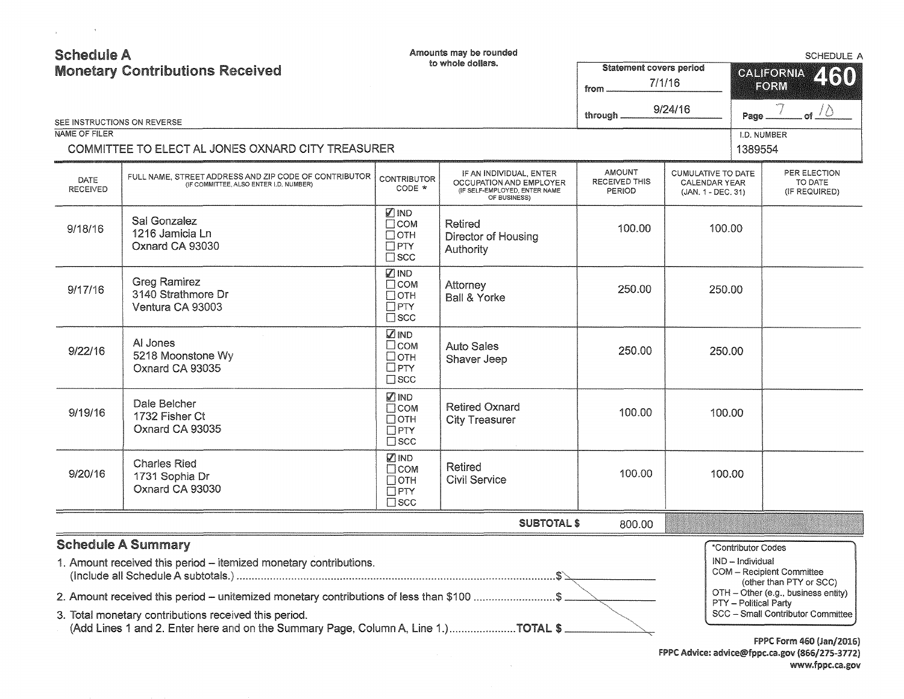# Schedule A
## Monetary Contributions Received

Amounts may be rounded to whole dollars.

SCHEDULE A

**CALIFORNIA FORM 460**

Statement covers period from 7/1/16 through 9/24/16

Page 7 of 10

SEE INSTRUCTIONS ON REVERSE

NAME OF FILER: COMMITTEE TO ELECT AL JONES OXNARD CITY TREASURER

I.D. NUMBER: 1389554

| DATE RECEIVED | FULL NAME, STREET ADDRESS AND ZIP CODE OF CONTRIBUTOR (IF COMMITTEE, ALSO ENTER I.D. NUMBER) | CONTRIBUTOR CODE * | IF AN INDIVIDUAL, ENTER OCCUPATION AND EMPLOYER (IF SELF-EMPLOYED, ENTER NAME OF BUSINESS) | AMOUNT RECEIVED THIS PERIOD | CUMULATIVE TO DATE CALENDAR YEAR (JAN. 1 - DEC. 31) | PER ELECTION TO DATE (IF REQUIRED) |
|---|---|---|---|---|---|---|
| 9/18/16 | Sal Gonzalez<br>1216 Jamicia Ln<br>Oxnard CA 93030 | ☑ IND<br>☐ COM<br>☐ OTH<br>☐ PTY<br>☐ SCC | Retired<br>Director of Housing Authority | 100.00 | 100.00 | |
| 9/17/16 | Greg Ramirez<br>3140 Strathmore Dr<br>Ventura CA 93003 | ☑ IND<br>☐ COM<br>☐ OTH<br>☐ PTY<br>☐ SCC | Attorney<br>Ball & Yorke | 250.00 | 250.00 | |
| 9/22/16 | Al Jones<br>5218 Moonstone Wy<br>Oxnard CA 93035 | ☑ IND<br>☐ COM<br>☐ OTH<br>☐ PTY<br>☐ SCC | Auto Sales<br>Shaver Jeep | 250.00 | 250.00 | |
| 9/19/16 | Dale Belcher<br>1732 Fisher Ct<br>Oxnard CA 93035 | ☑ IND<br>☐ COM<br>☐ OTH<br>☐ PTY<br>☐ SCC | Retired Oxnard City Treasurer | 100.00 | 100.00 | |
| 9/20/16 | Charles Ried<br>1731 Sophia Dr<br>Oxnard CA 93030 | ☑ IND<br>☐ COM<br>☐ OTH<br>☐ PTY<br>☐ SCC | Retired<br>Civil Service | 100.00 | 100.00 | |
| | | | **SUBTOTAL $** | 800.00 | | |

## Schedule A Summary

1. Amount received this period – itemized monetary contributions. (Include all Schedule A subtotals.) ........................................ $ ____________
2. Amount received this period – unitemized monetary contributions of less than $100 ........................ $ ____________
3. Total monetary contributions received this period. (Add Lines 1 and 2. Enter here and on the Summary Page, Column A, Line 1.) ...................... TOTAL $ ____________

*Contributor Codes
- IND – Individual
- COM – Recipient Committee (other than PTY or SCC)
- OTH – Other (e.g., business entity)
- PTY – Political Party
- SCC – Small Contributor Committee

FPPC Form 460 (Jan/2016)
FPPC Advice: advice@fppc.ca.gov (866/275-3772)
www.fppc.ca.gov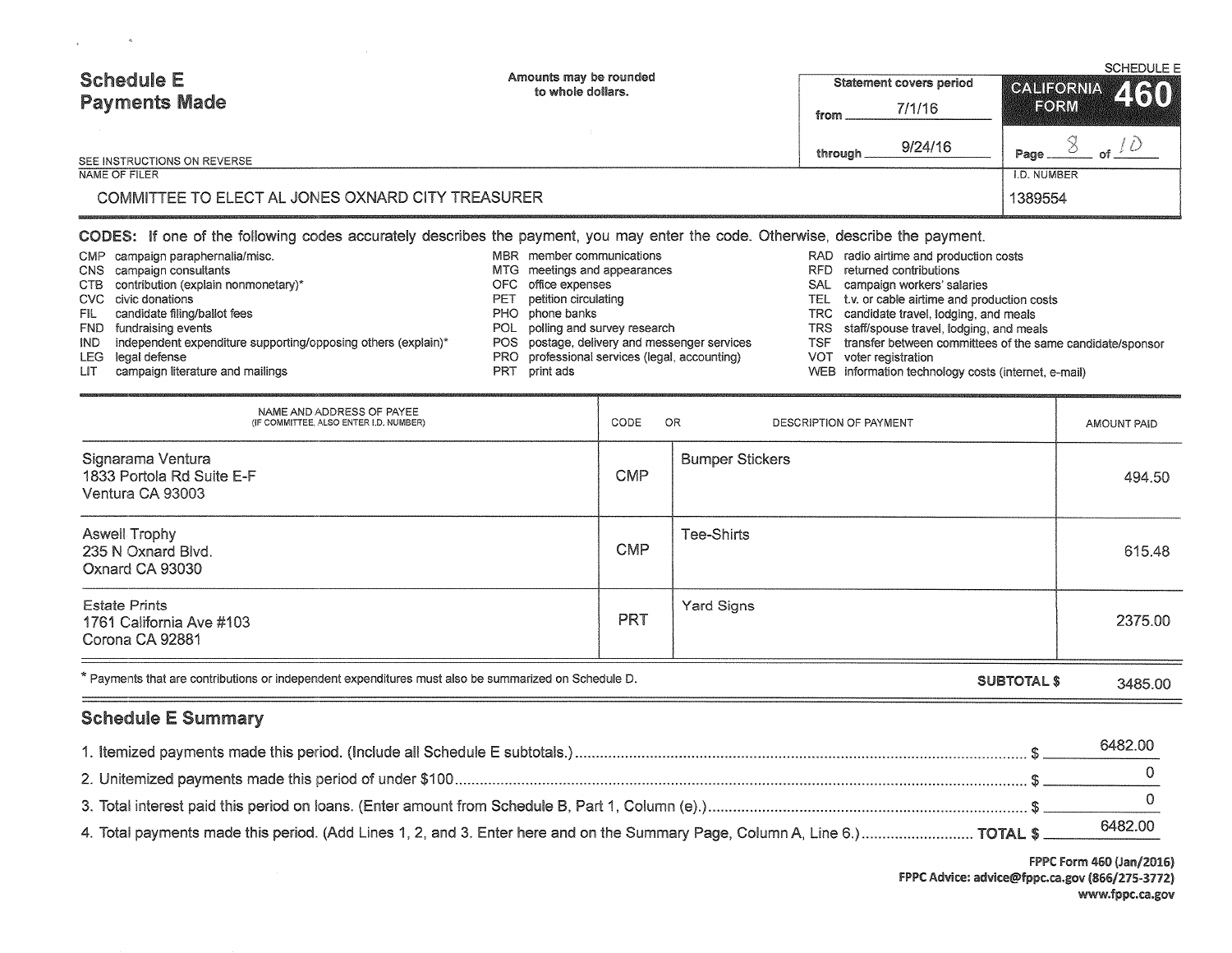# Schedule E
## Payments Made

Amounts may be rounded to whole dollars.

SEE INSTRUCTIONS ON REVERSE

| Statement covers period | |
|---|---|
| from | 7/1/16 |
| through | 9/24/16 |

SCHEDULE E
CALIFORNIA FORM 460

Page 8 of 10

NAME OF FILER: COMMITTEE TO ELECT AL JONES OXNARD CITY TREASURER

I.D. NUMBER: 1389554

**CODES:** If one of the following codes accurately describes the payment, you may enter the code. Otherwise, describe the payment.

- CMP campaign paraphernalia/misc.
- CNS campaign consultants
- CTB contribution (explain nonmonetary)*
- CVC civic donations
- FIL candidate filing/ballot fees
- FND fundraising events
- IND independent expenditure supporting/opposing others (explain)*
- LEG legal defense
- LIT campaign literature and mailings
- MBR member communications
- MTG meetings and appearances
- OFC office expenses
- PET petition circulating
- PHO phone banks
- POL polling and survey research
- POS postage, delivery and messenger services
- PRO professional services (legal, accounting)
- PRT print ads
- RAD radio airtime and production costs
- RFD returned contributions
- SAL campaign workers' salaries
- TEL t.v. or cable airtime and production costs
- TRC candidate travel, lodging, and meals
- TRS staff/spouse travel, lodging, and meals
- TSF transfer between committees of the same candidate/sponsor
- VOT voter registration
- WEB information technology costs (internet, e-mail)

| NAME AND ADDRESS OF PAYEE (IF COMMITTEE, ALSO ENTER I.D. NUMBER) | CODE | OR DESCRIPTION OF PAYMENT | AMOUNT PAID |
|---|---|---|---|
| Signarama Ventura<br>1833 Portola Rd Suite E-F<br>Ventura CA 93003 | CMP | Bumper Stickers | 494.50 |
| Aswell Trophy<br>235 N Oxnard Blvd.<br>Oxnard CA 93030 | CMP | Tee-Shirts | 615.48 |
| Estate Prints<br>1761 California Ave #103<br>Corona CA 92881 | PRT | Yard Signs | 2375.00 |

* Payments that are contributions or independent expenditures must also be summarized on Schedule D.

**SUBTOTAL $** 3485.00

## Schedule E Summary

1. Itemized payments made this period. (Include all Schedule E subtotals.) $ 6482.00
2. Unitemized payments made this period of under $100 $ 0
3. Total interest paid this period on loans. (Enter amount from Schedule B, Part 1, Column (e).) $ 0
4. Total payments made this period. (Add Lines 1, 2, and 3. Enter here and on the Summary Page, Column A, Line 6.) TOTAL $ 6482.00

FPPC Form 460 (Jan/2016)
FPPC Advice: advice@fppc.ca.gov (866/275-3772)
www.fppc.ca.gov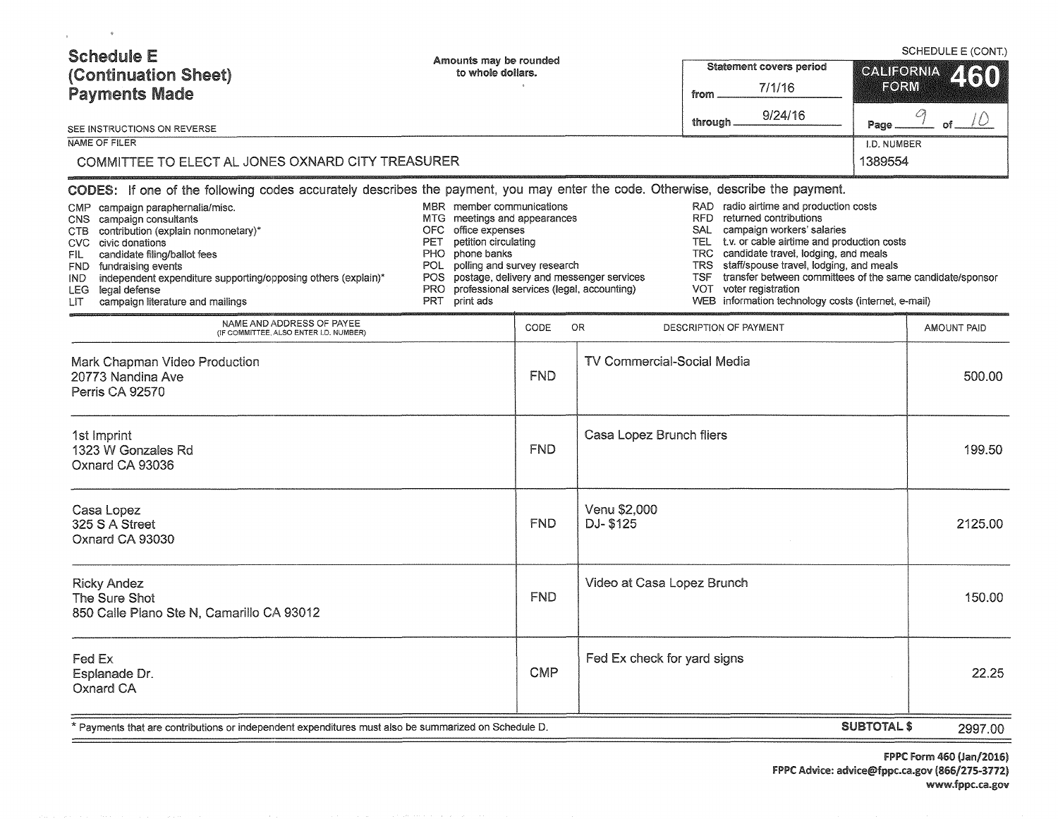# Schedule E (Continuation Sheet) Payments Made

SCHEDULE E (CONT.)

Amounts may be rounded to whole dollars.

Statement covers period from 7/1/16 through 9/24/16

**CALIFORNIA FORM 460**

Page 9 of 10

SEE INSTRUCTIONS ON REVERSE

NAME OF FILER: COMMITTEE TO ELECT AL JONES OXNARD CITY TREASURER

I.D. NUMBER: 1389554

**CODES:** If one of the following codes accurately describes the payment, you may enter the code. Otherwise, describe the payment.

- CMP campaign paraphernalia/misc.
- CNS campaign consultants
- CTB contribution (explain nonmonetary)*
- CVC civic donations
- FIL candidate filing/ballot fees
- FND fundraising events
- IND independent expenditure supporting/opposing others (explain)*
- LEG legal defense
- LIT campaign literature and mailings
- MBR member communications
- MTG meetings and appearances
- OFC office expenses
- PET petition circulating
- PHO phone banks
- POL polling and survey research
- POS postage, delivery and messenger services
- PRO professional services (legal, accounting)
- PRT print ads
- RAD radio airtime and production costs
- RFD returned contributions
- SAL campaign workers' salaries
- TEL t.v. or cable airtime and production costs
- TRC candidate travel, lodging, and meals
- TRS staff/spouse travel, lodging, and meals
- TSF transfer between committees of the same candidate/sponsor
- VOT voter registration
- WEB information technology costs (internet, e-mail)

| NAME AND ADDRESS OF PAYEE (IF COMMITTEE, ALSO ENTER I.D. NUMBER) | CODE | OR DESCRIPTION OF PAYMENT | AMOUNT PAID |
|---|---|---|---|
| Mark Chapman Video Production<br>20773 Nandina Ave<br>Perris CA 92570 | FND | TV Commercial-Social Media | 500.00 |
| 1st Imprint<br>1323 W Gonzales Rd<br>Oxnard CA 93036 | FND | Casa Lopez Brunch fliers | 199.50 |
| Casa Lopez<br>325 S A Street<br>Oxnard CA 93030 | FND | Venu $2,000<br>DJ- $125 | 2125.00 |
| Ricky Andez<br>The Sure Shot<br>850 Calle Plano Ste N, Camarillo CA 93012 | FND | Video at Casa Lopez Brunch | 150.00 |
| Fed Ex<br>Esplanade Dr.<br>Oxnard CA | CMP | Fed Ex check for yard signs | 22.25 |
| | | **SUBTOTAL $** | 2997.00 |

* Payments that are contributions or independent expenditures must also be summarized on Schedule D.

FPPC Form 460 (Jan/2016)
FPPC Advice: advice@fppc.ca.gov (866/275-3772)
www.fppc.ca.gov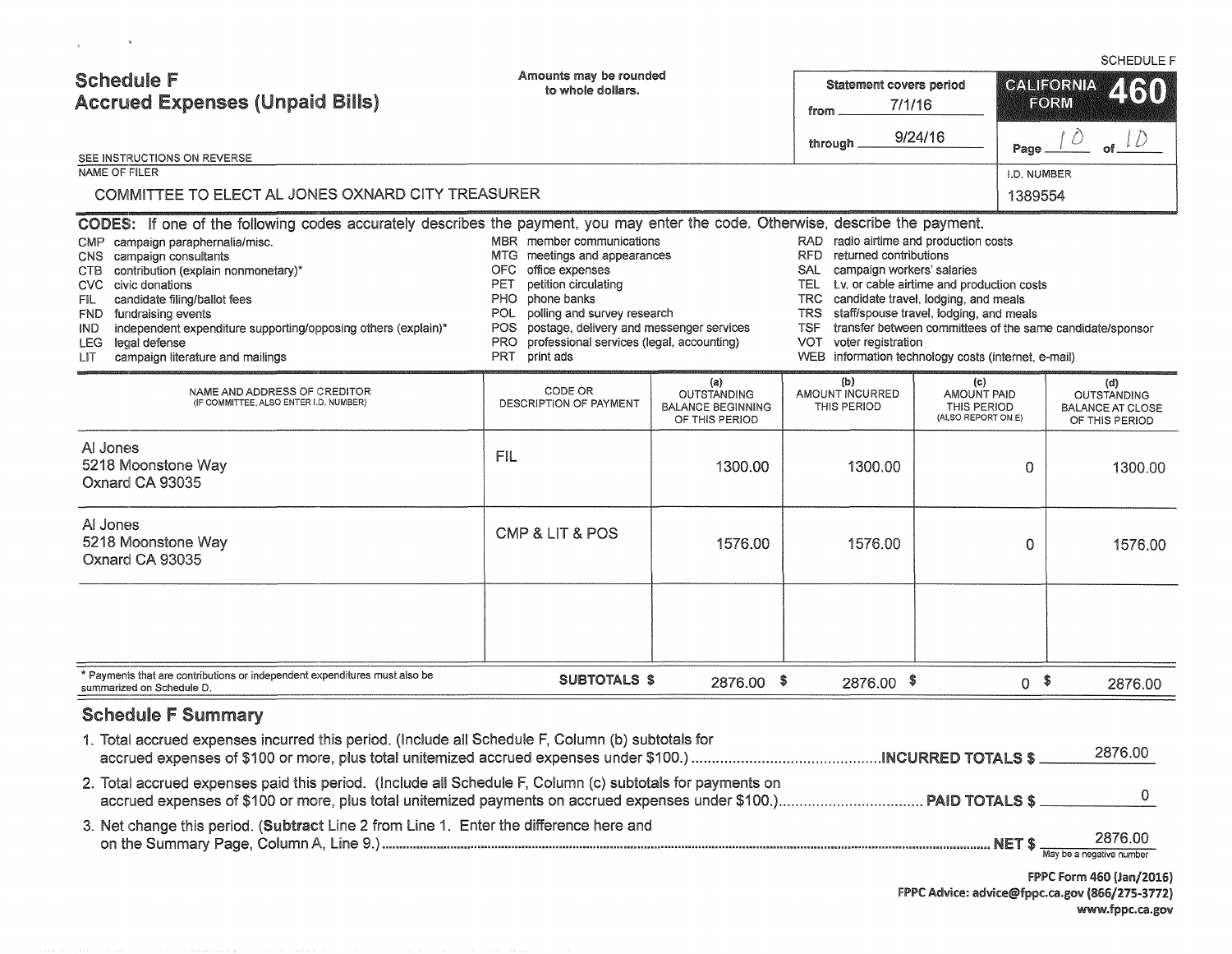SCHEDULE F

# Schedule F
## Accrued Expenses (Unpaid Bills)

Amounts may be rounded to whole dollars.

Statement covers period
from 7/1/16
through 9/24/16

CALIFORNIA FORM 460

Page 10 of 10

SEE INSTRUCTIONS ON REVERSE

NAME OF FILER
COMMITTEE TO ELECT AL JONES OXNARD CITY TREASURER

I.D. NUMBER
1389554

**CODES:** If one of the following codes accurately describes the payment, you may enter the code. Otherwise, describe the payment.

- CMP campaign paraphernalia/misc.
- CNS campaign consultants
- CTB contribution (explain nonmonetary)*
- CVC civic donations
- FIL candidate filing/ballot fees
- FND fundraising events
- IND independent expenditure supporting/opposing others (explain)*
- LEG legal defense
- LIT campaign literature and mailings
- MBR member communications
- MTG meetings and appearances
- OFC office expenses
- PET petition circulating
- PHO phone banks
- POL polling and survey research
- POS postage, delivery and messenger services
- PRO professional services (legal, accounting)
- PRT print ads
- RAD radio airtime and production costs
- RFD returned contributions
- SAL campaign workers' salaries
- TEL t.v. or cable airtime and production costs
- TRC candidate travel, lodging, and meals
- TRS staff/spouse travel, lodging, and meals
- TSF transfer between committees of the same candidate/sponsor
- VOT voter registration
- WEB information technology costs (internet, e-mail)

| NAME AND ADDRESS OF CREDITOR (IF COMMITTEE, ALSO ENTER I.D. NUMBER) | CODE OR DESCRIPTION OF PAYMENT | (a) OUTSTANDING BALANCE BEGINNING OF THIS PERIOD | (b) AMOUNT INCURRED THIS PERIOD | (c) AMOUNT PAID THIS PERIOD (ALSO REPORT ON E) | (d) OUTSTANDING BALANCE AT CLOSE OF THIS PERIOD |
|---|---|---|---|---|---|
| Al Jones<br>5218 Moonstone Way<br>Oxnard CA 93035 | FIL | 1300.00 | 1300.00 | 0 | 1300.00 |
| Al Jones<br>5218 Moonstone Way<br>Oxnard CA 93035 | CMP & LIT & POS | 1576.00 | 1576.00 | 0 | 1576.00 |
| | | | | | |
| | **SUBTOTALS $** | 2876.00 | $ 2876.00 | $ 0 | $ 2876.00 |

\* Payments that are contributions or independent expenditures must also be summarized on Schedule D.

## Schedule F Summary

1. Total accrued expenses incurred this period. (Include all Schedule F, Column (b) subtotals for accrued expenses of $100 or more, plus total unitemized accrued expenses under $100.) **INCURRED TOTALS $** 2876.00
2. Total accrued expenses paid this period. (Include all Schedule F, Column (c) subtotals for payments on accrued expenses of $100 or more, plus total unitemized payments on accrued expenses under $100.) **PAID TOTALS $** 0
3. Net change this period. (**Subtract** Line 2 from Line 1. Enter the difference here and on the Summary Page, Column A, Line 9.) **NET $** 2876.00 (May be a negative number)

FPPC Form 460 (Jan/2016)
FPPC Advice: advice@fppc.ca.gov (866/275-3772)
www.fppc.ca.gov